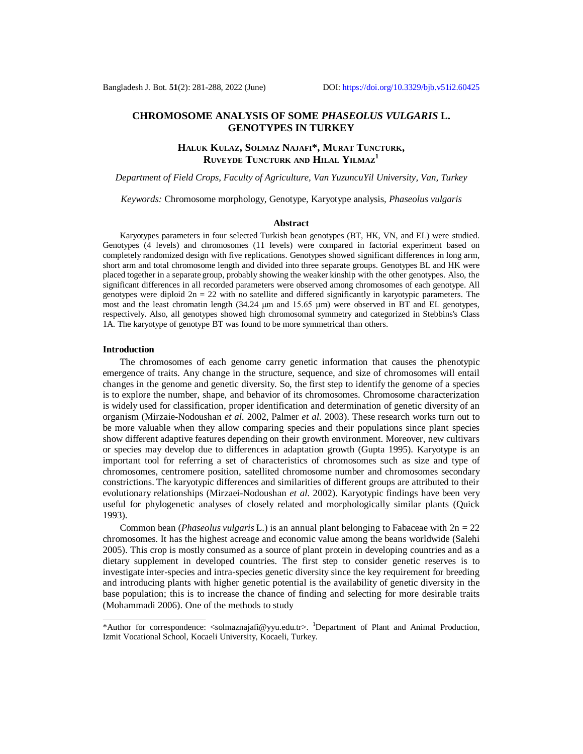# CHROMOSOME ANALYSIS OF SOME *PHASEOLUS VULGARIS* L. GENOTYPES IN TURKEY

**HALUK KULAZ, SOLMAZ NAJAFI\*, MURAT TUNCTURK, RUVEYDE TUNCTURK AND HILAL YILMAZ[1]**

*Department of Field Crops, Faculty of Agriculture, Van YuzuncuYil University, Van, Turkey*

*Keywords:* Chromosome morphology, Genotype, Karyotype analysis, *Phaseolus vulgaris*

## Abstract

Karyotypes parameters in four selected Turkish bean genotypes (BT, HK, VN, and EL) were studied. Genotypes (4 levels) and chromosomes (11 levels) were compared in factorial experiment based on completely randomized design with five replications. Genotypes showed significant differences in long arm, short arm and total chromosome length and divided into three separate groups. Genotypes BL and HK were placed together in a separate group, probably showing the weaker kinship with the other genotypes. Also, the significant differences in all recorded parameters were observed among chromosomes of each genotype. All genotypes were diploid 2n = 22 with no satellite and differed significantly in karyotypic parameters. The most and the least chromatin length (34.24 μm and 15.65 μm) were observed in BT and EL genotypes, respectively. Also, all genotypes showed high chromosomal symmetry and categorized in Stebbins's Class 1A. The karyotype of genotype BT was found to be more symmetrical than others.

## Introduction

The chromosomes of each genome carry genetic information that causes the phenotypic emergence of traits. Any change in the structure, sequence, and size of chromosomes will entail changes in the genome and genetic diversity. So, the first step to identify the genome of a species is to explore the number, shape, and behavior of its chromosomes. Chromosome characterization is widely used for classification, proper identification and determination of genetic diversity of an organism (Mirzaie-Nodoushan *et al.* 2002, Palmer *et al.* 2003). These research works turn out to be more valuable when they allow comparing species and their populations since plant species show different adaptive features depending on their growth environment. Moreover, new cultivars or species may develop due to differences in adaptation growth (Gupta 1995). Karyotype is an important tool for referring a set of characteristics of chromosomes such as size and type of chromosomes, centromere position, satellited chromosome number and chromosomes secondary constrictions. The karyotypic differences and similarities of different groups are attributed to their evolutionary relationships (Mirzaei-Nodoushan *et al.* 2002). Karyotypic findings have been very useful for phylogenetic analyses of closely related and morphologically similar plants (Quick 1993).

Common bean (*Phaseolus vulgaris* L.) is an annual plant belonging to Fabaceae with 2n = 22 chromosomes. It has the highest acreage and economic value among the beans worldwide (Salehi 2005). This crop is mostly consumed as a source of plant protein in developing countries and as a dietary supplement in developed countries. The first step to consider genetic reserves is to investigate inter-species and intra-species genetic diversity since the key requirement for breeding and introducing plants with higher genetic potential is the availability of genetic diversity in the base population; this is to increase the chance of finding and selecting for more desirable traits (Mohammadi 2006). One of the methods to study

---

\*Author for correspondence: <solmaznajafi@yyu.edu.tr>. [1]Department of Plant and Animal Production, Izmit Vocational School, Kocaeli University, Kocaeli, Turkey.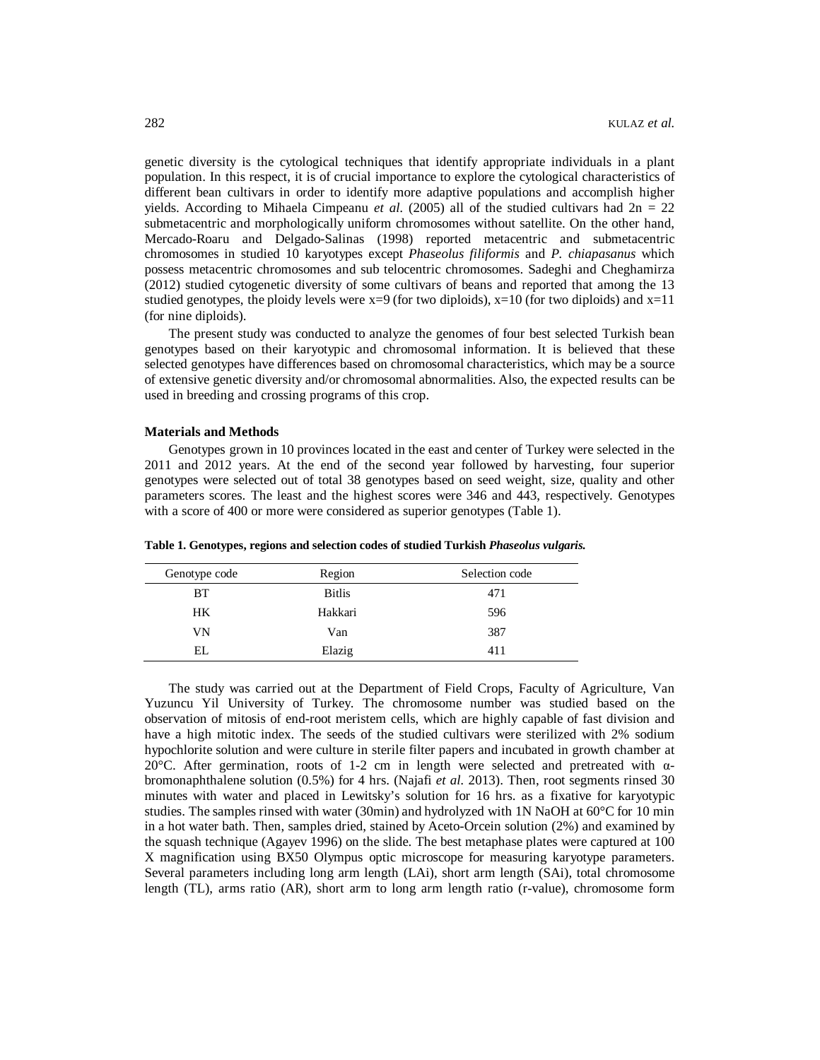genetic diversity is the cytological techniques that identify appropriate individuals in a plant population. In this respect, it is of crucial importance to explore the cytological characteristics of different bean cultivars in order to identify more adaptive populations and accomplish higher yields. According to Mihaela Cimpeanu *et al.* (2005) all of the studied cultivars had 2n = 22 submetacentric and morphologically uniform chromosomes without satellite. On the other hand, Mercado-Roaru and Delgado-Salinas (1998) reported metacentric and submetacentric chromosomes in studied 10 karyotypes except *Phaseolus filiformis* and *P. chiapasanus* which possess metacentric chromosomes and sub telocentric chromosomes. Sadeghi and Cheghamirza (2012) studied cytogenetic diversity of some cultivars of beans and reported that among the 13 studied genotypes, the ploidy levels were x=9 (for two diploids), x=10 (for two diploids) and x=11 (for nine diploids).

The present study was conducted to analyze the genomes of four best selected Turkish bean genotypes based on their karyotypic and chromosomal information. It is believed that these selected genotypes have differences based on chromosomal characteristics, which may be a source of extensive genetic diversity and/or chromosomal abnormalities. Also, the expected results can be used in breeding and crossing programs of this crop.

## Materials and Methods

Genotypes grown in 10 provinces located in the east and center of Turkey were selected in the 2011 and 2012 years. At the end of the second year followed by harvesting, four superior genotypes were selected out of total 38 genotypes based on seed weight, size, quality and other parameters scores. The least and the highest scores were 346 and 443, respectively. Genotypes with a score of 400 or more were considered as superior genotypes (Table 1).

**Table 1. Genotypes, regions and selection codes of studied Turkish *Phaseolus vulgaris.***

| Genotype code | Region | Selection code |
|---|---|---|
| BT | Bitlis | 471 |
| HK | Hakkari | 596 |
| VN | Van | 387 |
| EL | Elazig | 411 |

The study was carried out at the Department of Field Crops, Faculty of Agriculture, Van Yuzuncu Yil University of Turkey. The chromosome number was studied based on the observation of mitosis of end-root meristem cells, which are highly capable of fast division and have a high mitotic index. The seeds of the studied cultivars were sterilized with 2% sodium hypochlorite solution and were culture in sterile filter papers and incubated in growth chamber at 20°C. After germination, roots of 1-2 cm in length were selected and pretreated with α-bromonaphthalene solution (0.5%) for 4 hrs. (Najafi *et al.* 2013). Then, root segments rinsed 30 minutes with water and placed in Lewitsky's solution for 16 hrs. as a fixative for karyotypic studies. The samples rinsed with water (30min) and hydrolyzed with 1N NaOH at 60°C for 10 min in a hot water bath. Then, samples dried, stained by Aceto-Orcein solution (2%) and examined by the squash technique (Agayev 1996) on the slide. The best metaphase plates were captured at 100 X magnification using BX50 Olympus optic microscope for measuring karyotype parameters. Several parameters including long arm length (LAi), short arm length (SAi), total chromosome length (TL), arms ratio (AR), short arm to long arm length ratio (r-value), chromosome form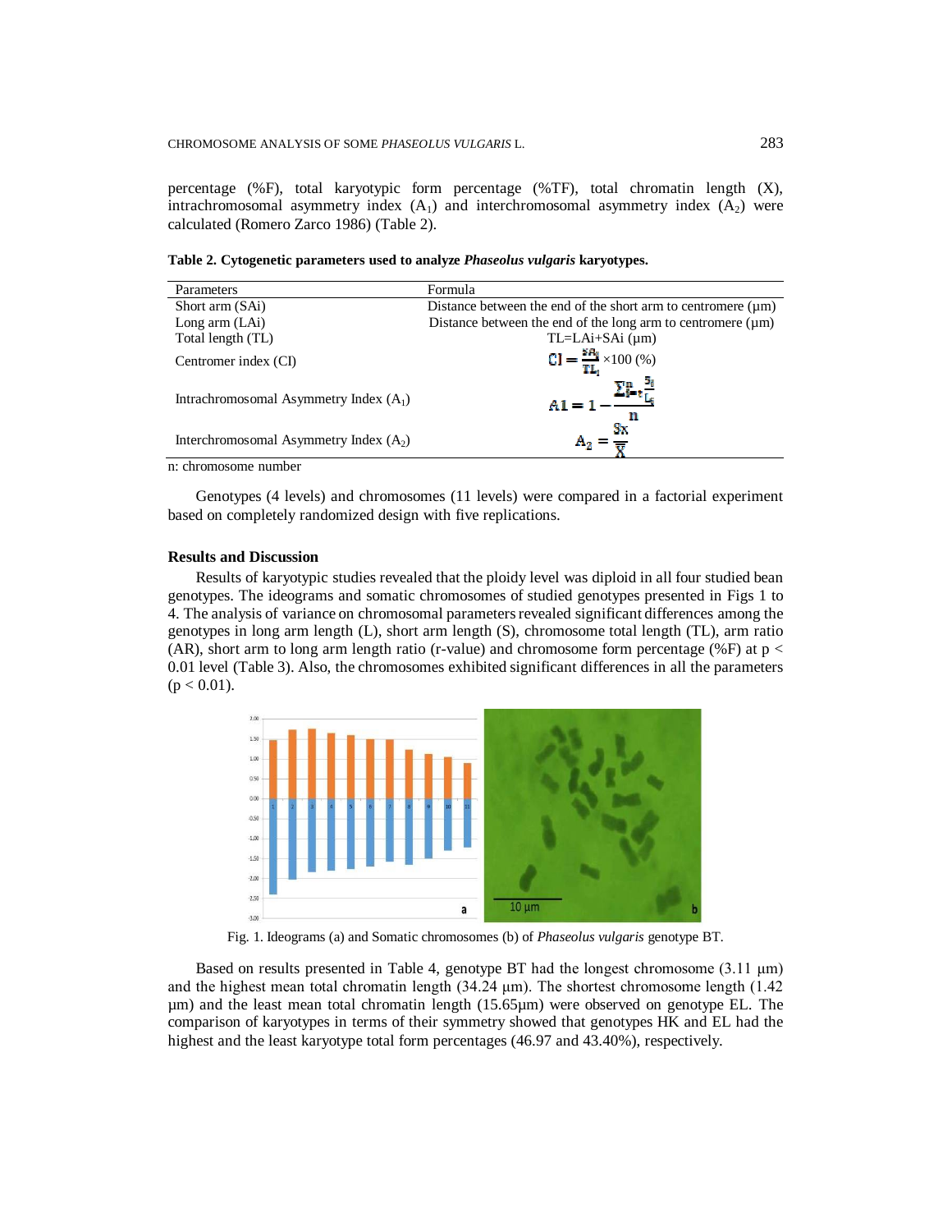percentage (%F), total karyotypic form percentage (%TF), total chromatin length (X), intrachromosomal asymmetry index ($A_1$) and interchromosomal asymmetry index ($A_2$) were calculated (Romero Zarco 1986) (Table 2).

**Table 2. Cytogenetic parameters used to analyze *Phaseolus vulgaris* karyotypes.**

| Parameters | Formula |
|---|---|
| Short arm (SAi) | Distance between the end of the short arm to centromere (µm) |
| Long arm (LAi) | Distance between the end of the long arm to centromere (µm) |
| Total length (TL) | TL=LAi+SAi (µm) |
| Centromer index (CI) | $CI = \frac{SA_i}{TL_i} \times 100$ (%) |
| Intrachromosomal Asymmetry Index ($A_1$) | $A1 = 1 - \frac{\sum_{i=1}^{n} \frac{S_i}{L_i}}{n}$ |
| Interchromosomal Asymmetry Index ($A_2$) | $A_2 = \frac{Sx}{\bar{X}}$ |

n: chromosome number

Genotypes (4 levels) and chromosomes (11 levels) were compared in a factorial experiment based on completely randomized design with five replications.

## Results and Discussion

Results of karyotypic studies revealed that the ploidy level was diploid in all four studied bean genotypes. The ideograms and somatic chromosomes of studied genotypes presented in Figs 1 to 4. The analysis of variance on chromosomal parameters revealed significant differences among the genotypes in long arm length (L), short arm length (S), chromosome total length (TL), arm ratio (AR), short arm to long arm length ratio (r-value) and chromosome form percentage (%F) at $p < 0.01$ level (Table 3). Also, the chromosomes exhibited significant differences in all the parameters ($p < 0.01$).

Fig. 1. Ideograms (a) and Somatic chromosomes (b) of *Phaseolus vulgaris* genotype BT.

Based on results presented in Table 4, genotype BT had the longest chromosome (3.11 µm) and the highest mean total chromatin length (34.24 µm). The shortest chromosome length (1.42 µm) and the least mean total chromatin length (15.65µm) were observed on genotype EL. The comparison of karyotypes in terms of their symmetry showed that genotypes HK and EL had the highest and the least karyotype total form percentages (46.97 and 43.40%), respectively.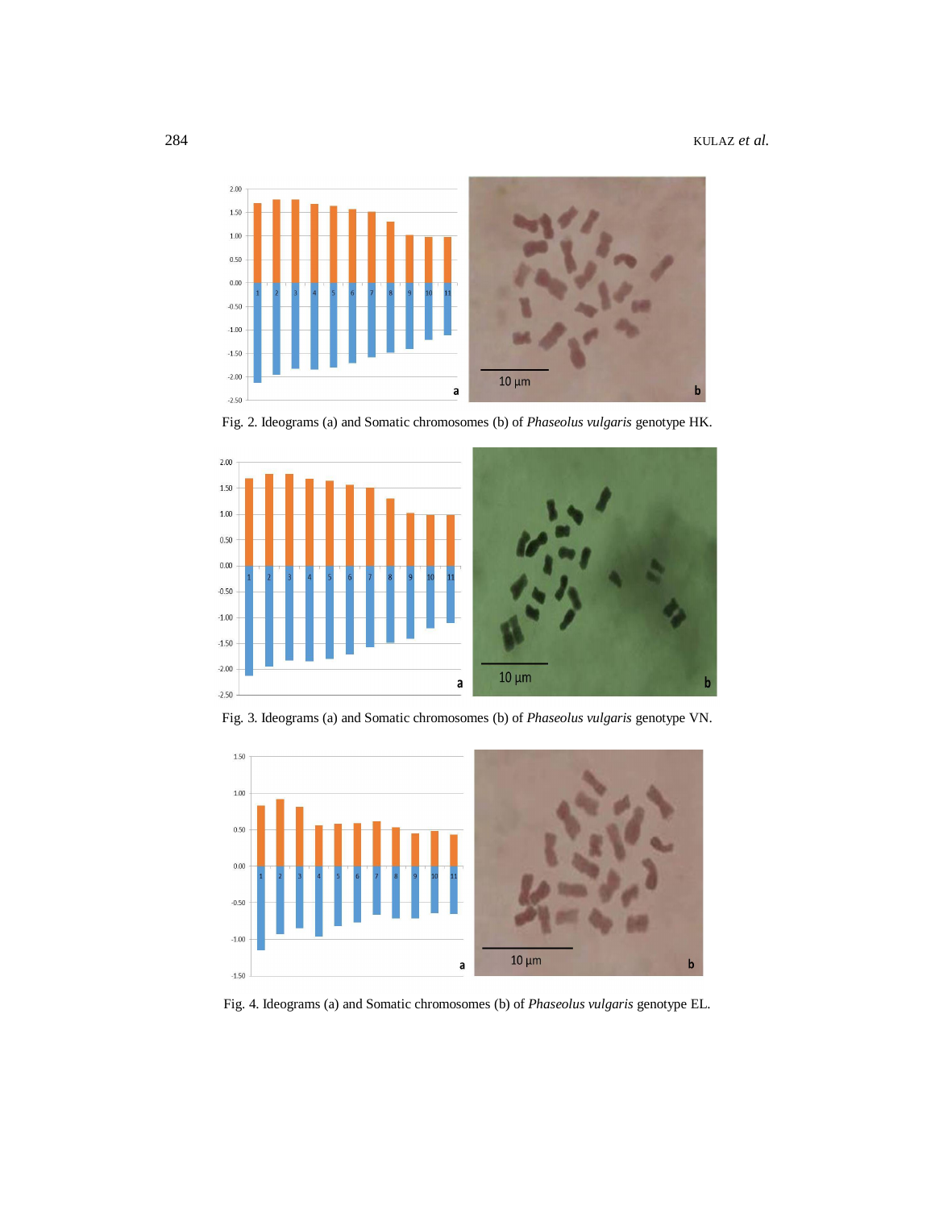Fig. 2. Ideograms (a) and Somatic chromosomes (b) of *Phaseolus vulgaris* genotype HK.

Fig. 3. Ideograms (a) and Somatic chromosomes (b) of *Phaseolus vulgaris* genotype VN.

Fig. 4. Ideograms (a) and Somatic chromosomes (b) of *Phaseolus vulgaris* genotype EL.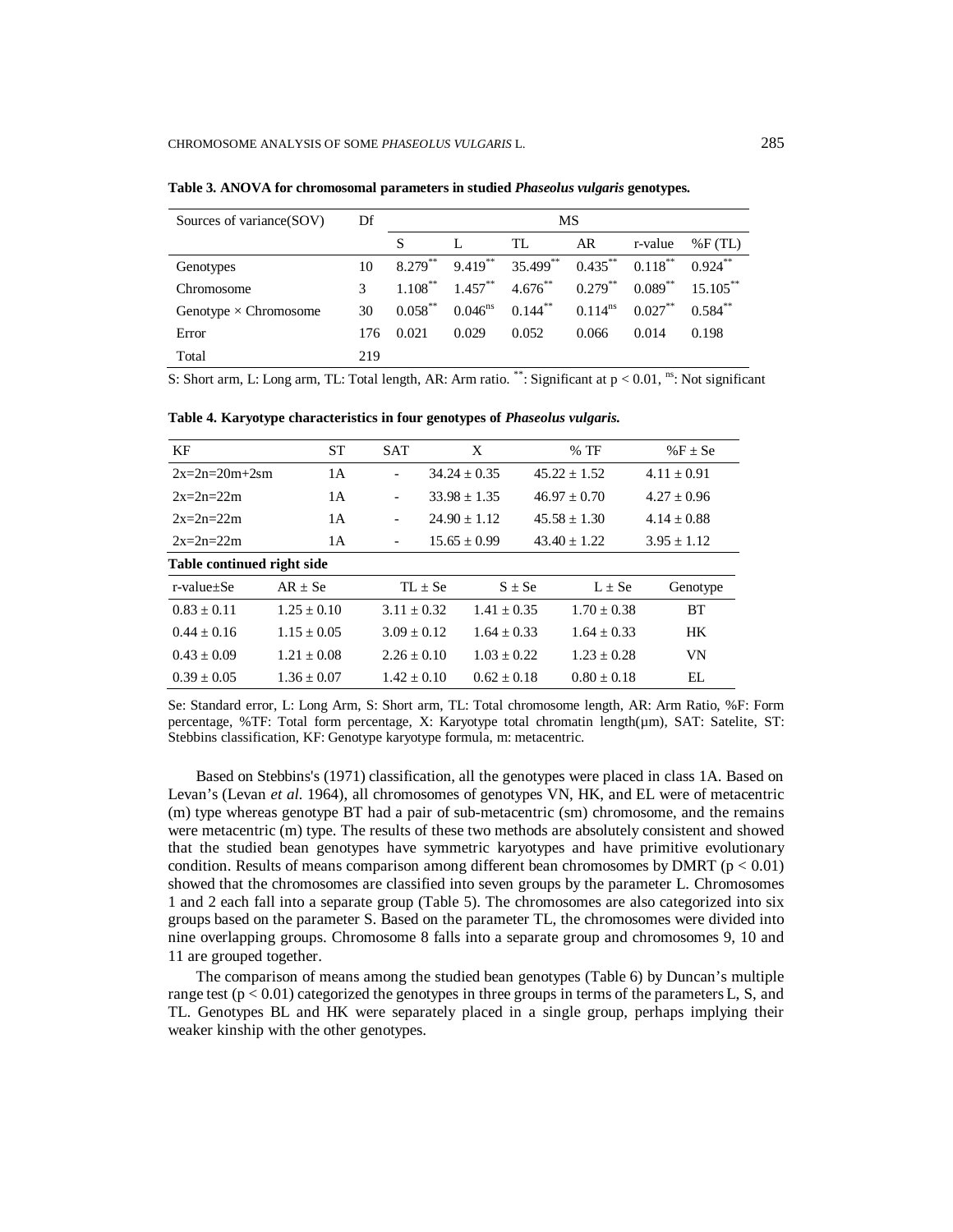**Table 3. ANOVA for chromosomal parameters in studied *Phaseolus vulgaris* genotypes.**

| Sources of variance(SOV) | Df | MS | | | | | |
|---|---|---|---|---|---|---|---|
| | | S | L | TL | AR | r-value | %F (TL) |
| Genotypes | 10 | $8.279^{**}$ | $9.419^{**}$ | $35.499^{**}$ | $0.435^{**}$ | $0.118^{**}$ | $0.924^{**}$ |
| Chromosome | 3 | $1.108^{**}$ | $1.457^{**}$ | $4.676^{**}$ | $0.279^{**}$ | $0.089^{**}$ | $15.105^{**}$ |
| Genotype × Chromosome | 30 | $0.058^{**}$ | $0.046^{ns}$ | $0.144^{**}$ | $0.114^{ns}$ | $0.027^{**}$ | $0.584^{**}$ |
| Error | 176 | 0.021 | 0.029 | 0.052 | 0.066 | 0.014 | 0.198 |
| Total | 219 | | | | | | |

S: Short arm, L: Long arm, TL: Total length, AR: Arm ratio. $^{**}$: Significant at $p < 0.01$, $^{ns}$: Not significant

**Table 4. Karyotype characteristics in four genotypes of *Phaseolus vulgaris.***

| KF | ST | SAT | X | % TF | %F ± Se | r-value±Se | AR ± Se | TL ± Se | S ± Se | L ± Se | Genotype |
|---|---|---|---|---|---|---|---|---|---|---|---|
| 2x=2n=20m+2sm | 1A | - | 34.24 ± 0.35 | 45.22 ± 1.52 | 4.11 ± 0.91 | 0.83 ± 0.11 | 1.25 ± 0.10 | 3.11 ± 0.32 | 1.41 ± 0.35 | 1.70 ± 0.38 | BT |
| 2x=2n=22m | 1A | - | 33.98 ± 1.35 | 46.97 ± 0.70 | 4.27 ± 0.96 | 0.44 ± 0.16 | 1.15 ± 0.05 | 3.09 ± 0.12 | 1.64 ± 0.33 | 1.64 ± 0.33 | HK |
| 2x=2n=22m | 1A | - | 24.90 ± 1.12 | 45.58 ± 1.30 | 4.14 ± 0.88 | 0.43 ± 0.09 | 1.21 ± 0.08 | 2.26 ± 0.10 | 1.03 ± 0.22 | 1.23 ± 0.28 | VN |
| 2x=2n=22m | 1A | - | 15.65 ± 0.99 | 43.40 ± 1.22 | 3.95 ± 1.12 | 0.39 ± 0.05 | 1.36 ± 0.07 | 1.42 ± 0.10 | 0.62 ± 0.18 | 0.80 ± 0.18 | EL |

Se: Standard error, L: Long Arm, S: Short arm, TL: Total chromosome length, AR: Arm Ratio, %F: Form percentage, %TF: Total form percentage, X: Karyotype total chromatin length(µm), SAT: Satelite, ST: Stebbins classification, KF: Genotype karyotype formula, m: metacentric.

Based on Stebbins's (1971) classification, all the genotypes were placed in class 1A. Based on Levan's (Levan *et al.* 1964), all chromosomes of genotypes VN, HK, and EL were of metacentric (m) type whereas genotype BT had a pair of sub-metacentric (sm) chromosome, and the remains were metacentric (m) type. The results of these two methods are absolutely consistent and showed that the studied bean genotypes have symmetric karyotypes and have primitive evolutionary condition. Results of means comparison among different bean chromosomes by DMRT ($p < 0.01$) showed that the chromosomes are classified into seven groups by the parameter L. Chromosomes 1 and 2 each fall into a separate group (Table 5). The chromosomes are also categorized into six groups based on the parameter S. Based on the parameter TL, the chromosomes were divided into nine overlapping groups. Chromosome 8 falls into a separate group and chromosomes 9, 10 and 11 are grouped together.

The comparison of means among the studied bean genotypes (Table 6) by Duncan's multiple range test ($p < 0.01$) categorized the genotypes in three groups in terms of the parameters L, S, and TL. Genotypes BL and HK were separately placed in a single group, perhaps implying their weaker kinship with the other genotypes.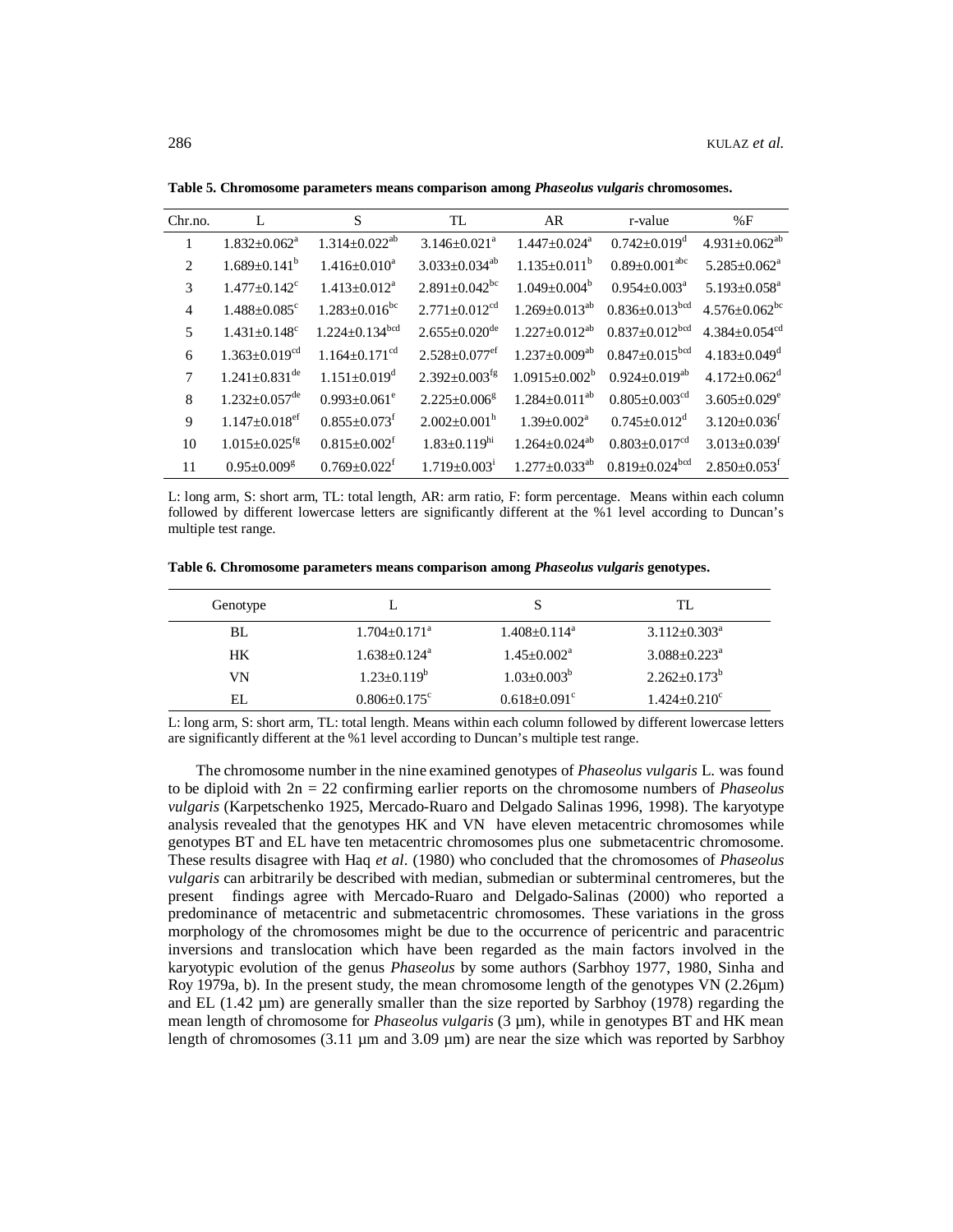**Table 5. Chromosome parameters means comparison among *Phaseolus vulgaris* chromosomes.**

| Chr.no. | L | S | TL | AR | r-value | %F |
|---|---|---|---|---|---|---|
| 1 | 1.832±0.062[a] | 1.314±0.022[ab] | 3.146±0.021[a] | 1.447±0.024[a] | 0.742±0.019[d] | 4.931±0.062[ab] |
| 2 | 1.689±0.141[b] | 1.416±0.010[a] | 3.033±0.034[ab] | 1.135±0.011[b] | 0.89±0.001[abc] | 5.285±0.062[a] |
| 3 | 1.477±0.142[c] | 1.413±0.012[a] | 2.891±0.042[bc] | 1.049±0.004[b] | 0.954±0.003[a] | 5.193±0.058[a] |
| 4 | 1.488±0.085[c] | 1.283±0.016[bc] | 2.771±0.012[cd] | 1.269±0.013[ab] | 0.836±0.013[bcd] | 4.576±0.062[bc] |
| 5 | 1.431±0.148[c] | 1.224±0.134[bcd] | 2.655±0.020[de] | 1.227±0.012[ab] | 0.837±0.012[bcd] | 4.384±0.054[cd] |
| 6 | 1.363±0.019[cd] | 1.164±0.171[cd] | 2.528±0.077[ef] | 1.237±0.009[ab] | 0.847±0.015[bcd] | 4.183±0.049[d] |
| 7 | 1.241±0.831[de] | 1.151±0.019[d] | 2.392±0.003[fg] | 1.0915±0.002[b] | 0.924±0.019[ab] | 4.172±0.062[d] |
| 8 | 1.232±0.057[de] | 0.993±0.061[e] | 2.225±0.006[g] | 1.284±0.011[ab] | 0.805±0.003[cd] | 3.605±0.029[e] |
| 9 | 1.147±0.018[ef] | 0.855±0.073[f] | 2.002±0.001[h] | 1.39±0.002[a] | 0.745±0.012[d] | 3.120±0.036[f] |
| 10 | 1.015±0.025[fg] | 0.815±0.002[f] | 1.83±0.119[hi] | 1.264±0.024[ab] | 0.803±0.017[cd] | 3.013±0.039[f] |
| 11 | 0.95±0.009[g] | 0.769±0.022[f] | 1.719±0.003[i] | 1.277±0.033[ab] | 0.819±0.024[bcd] | 2.850±0.053[f] |

L: long arm, S: short arm, TL: total length, AR: arm ratio, F: form percentage. Means within each column followed by different lowercase letters are significantly different at the %1 level according to Duncan's multiple test range.

**Table 6. Chromosome parameters means comparison among *Phaseolus vulgaris* genotypes.**

| Genotype | L | S | TL |
|---|---|---|---|
| BL | 1.704±0.171[a] | 1.408±0.114[a] | 3.112±0.303[a] |
| HK | 1.638±0.124[a] | 1.45±0.002[a] | 3.088±0.223[a] |
| VN | 1.23±0.119[b] | 1.03±0.003[b] | 2.262±0.173[b] |
| EL | 0.806±0.175[c] | 0.618±0.091[c] | 1.424±0.210[c] |

L: long arm, S: short arm, TL: total length. Means within each column followed by different lowercase letters are significantly different at the %1 level according to Duncan's multiple test range.

The chromosome number in the nine examined genotypes of *Phaseolus vulgaris* L. was found to be diploid with 2n = 22 confirming earlier reports on the chromosome numbers of *Phaseolus vulgaris* (Karpetschenko 1925, Mercado-Ruaro and Delgado Salinas 1996, 1998). The karyotype analysis revealed that the genotypes HK and VN have eleven metacentric chromosomes while genotypes BT and EL have ten metacentric chromosomes plus one submetacentric chromosome. These results disagree with Haq *et al*. (1980) who concluded that the chromosomes of *Phaseolus vulgaris* can arbitrarily be described with median, submedian or subterminal centromeres, but the present findings agree with Mercado-Ruaro and Delgado-Salinas (2000) who reported a predominance of metacentric and submetacentric chromosomes. These variations in the gross morphology of the chromosomes might be due to the occurrence of pericentric and paracentric inversions and translocation which have been regarded as the main factors involved in the karyotypic evolution of the genus *Phaseolus* by some authors (Sarbhoy 1977, 1980, Sinha and Roy 1979a, b). In the present study, the mean chromosome length of the genotypes VN (2.26µm) and EL (1.42 µm) are generally smaller than the size reported by Sarbhoy (1978) regarding the mean length of chromosome for *Phaseolus vulgaris* (3 µm), while in genotypes BT and HK mean length of chromosomes (3.11 µm and 3.09 µm) are near the size which was reported by Sarbhoy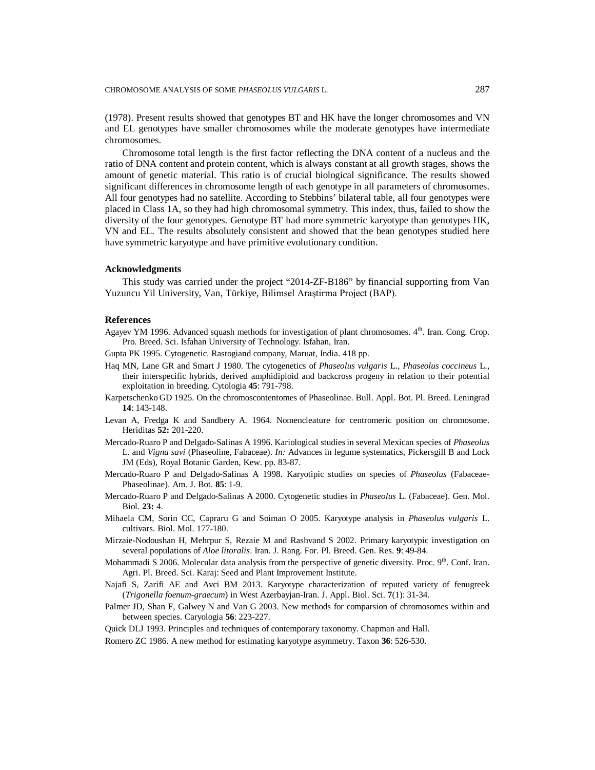(1978). Present results showed that genotypes BT and HK have the longer chromosomes and VN and EL genotypes have smaller chromosomes while the moderate genotypes have intermediate chromosomes.

Chromosome total length is the first factor reflecting the DNA content of a nucleus and the ratio of DNA content and protein content, which is always constant at all growth stages, shows the amount of genetic material. This ratio is of crucial biological significance. The results showed significant differences in chromosome length of each genotype in all parameters of chromosomes. All four genotypes had no satellite. According to Stebbins' bilateral table, all four genotypes were placed in Class 1A, so they had high chromosomal symmetry. This index, thus, failed to show the diversity of the four genotypes. Genotype BT had more symmetric karyotype than genotypes HK, VN and EL. The results absolutely consistent and showed that the bean genotypes studied here have symmetric karyotype and have primitive evolutionary condition.

### Acknowledgments

This study was carried under the project "2014-ZF-B186" by financial supporting from Van Yuzuncu Yil University, Van, Türkiye, Bilimsel Araştirma Project (BAP).

### References

Agayev YM 1996. Advanced squash methods for investigation of plant chromosomes. 4th. Iran. Cong. Crop. Pro. Breed. Sci. Isfahan University of Technology. Isfahan, Iran.

Gupta PK 1995. Cytogenetic. Rastogiand company, Maruat, India. 418 pp.

Haq MN, Lane GR and Smart J 1980. The cytogenetics of *Phaseolus vulgaris* L., *Phaseolus coccineus* L., their interspecific hybrids, derived amphidiploid and backcross progeny in relation to their potential exploitation in breeding. Cytologia **45**: 791-798.

Karpetschenko GD 1925. On the chromoscontentomes of Phaseolinae. Bull. Appl. Bot. Pl. Breed. Leningrad **14**: 143-148.

Levan A, Fredga K and Sandbery A. 1964. Nomencleature for centromeric position on chromosome. Heriditas **52:** 201-220.

Mercado-Ruaro P and Delgado-Salinas A 1996. Kariological studies in several Mexican species of *Phaseolus* L. and *Vigna savi* (Phaseoline, Fabaceae). *In:* Advances in legume systematics, Pickersgill B and Lock JM (Eds), Royal Botanic Garden, Kew. pp. 83-87.

Mercado-Ruaro P and Delgado-Salinas A 1998. Karyotipic studies on species of *Phaseolus* (Fabaceae-Phaseolinae). Am. J. Bot. **85**: 1-9.

Mercado-Ruaro P and Delgado-Salinas A 2000. Cytogenetic studies in *Phaseolus* L. (Fabaceae). Gen. Mol. Biol. **23:** 4.

Mihaela CM, Sorin CC, Capraru G and Soiman O 2005. Karyotype analysis in *Phaseolus vulgaris* L. cultivars. Biol. Mol. 177-180.

Mirzaie-Nodoushan H, Mehrpur S, Rezaie M and Rashvand S 2002. Primary karyotypic investigation on several populations of *Aloe litoralis*. Iran. J. Rang. For. Pl. Breed. Gen. Res. **9**: 49-84.

Mohammadi S 2006. Molecular data analysis from the perspective of genetic diversity. Proc. 9th. Conf. Iran. Agri. Pl. Breed. Sci. Karaj: Seed and Plant Improvement Institute.

Najafi S, Zarifi AE and Avci BM 2013. Karyotype characterization of reputed variety of fenugreek (*Trigonella foenum-graecum*) in West Azerbayjan-Iran. J. Appl. Biol. Sci. **7**(1): 31-34.

Palmer JD, Shan F, Galwey N and Van G 2003. New methods for comparsion of chromosomes within and between species. Caryologia **56**: 223-227.

Quick DLJ 1993. Principles and techniques of contemporary taxonomy. Chapman and Hall.

Romero ZC 1986. A new method for estimating karyotype asymmetry. Taxon **36**: 526-530.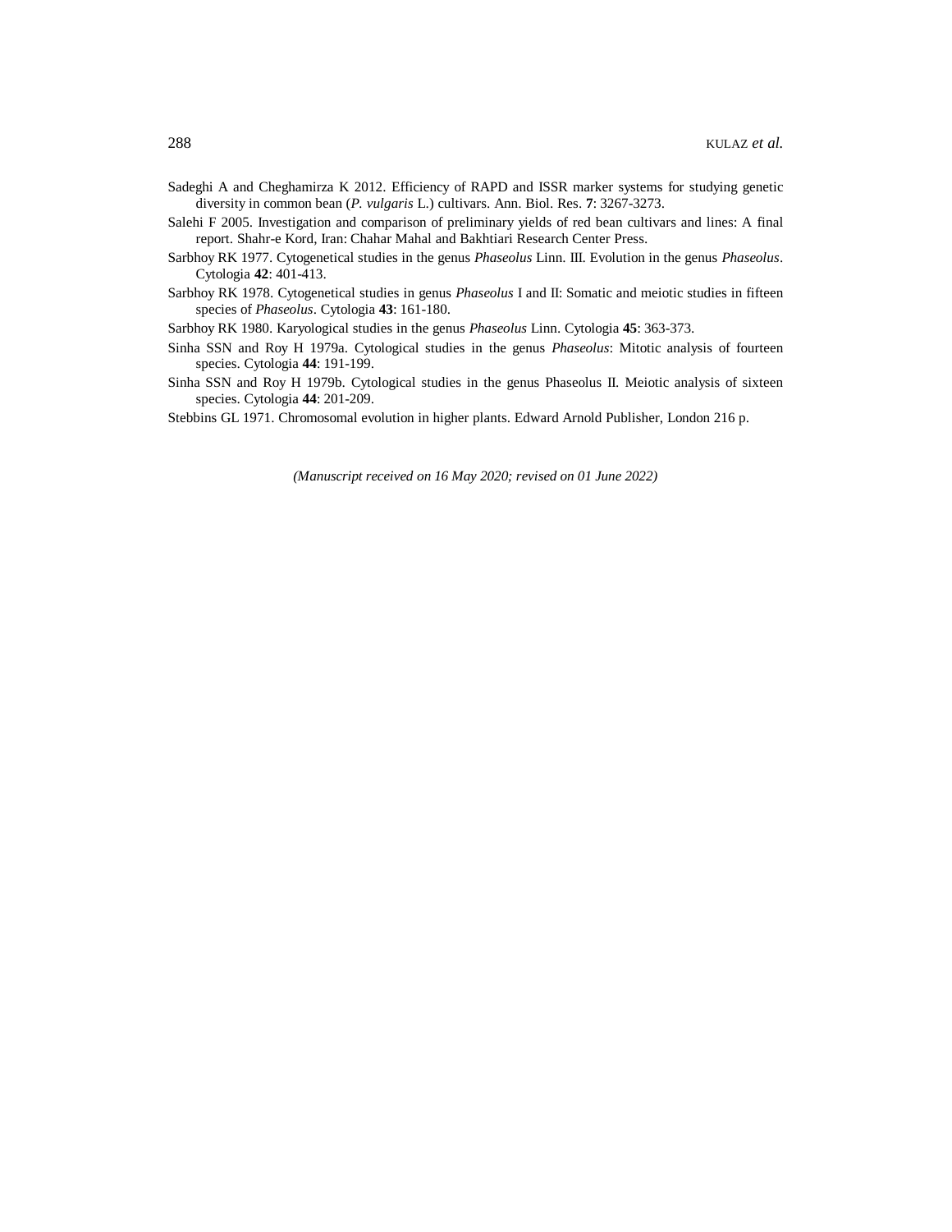Sadeghi A and Cheghamirza K 2012. Efficiency of RAPD and ISSR marker systems for studying genetic diversity in common bean (*P. vulgaris* L.) cultivars. Ann. Biol. Res. **7**: 3267-3273.

Salehi F 2005. Investigation and comparison of preliminary yields of red bean cultivars and lines: A final report. Shahr-e Kord, Iran: Chahar Mahal and Bakhtiari Research Center Press.

Sarbhoy RK 1977. Cytogenetical studies in the genus *Phaseolus* Linn. III. Evolution in the genus *Phaseolus*. Cytologia **42**: 401-413.

Sarbhoy RK 1978. Cytogenetical studies in genus *Phaseolus* I and II: Somatic and meiotic studies in fifteen species of *Phaseolus*. Cytologia **43**: 161-180.

Sarbhoy RK 1980. Karyological studies in the genus *Phaseolus* Linn. Cytologia **45**: 363-373.

Sinha SSN and Roy H 1979a. Cytological studies in the genus *Phaseolus*: Mitotic analysis of fourteen species. Cytologia **44**: 191-199.

Sinha SSN and Roy H 1979b. Cytological studies in the genus Phaseolus II. Meiotic analysis of sixteen species. Cytologia **44**: 201-209.

Stebbins GL 1971. Chromosomal evolution in higher plants. Edward Arnold Publisher, London 216 p.

*(Manuscript received on 16 May 2020; revised on 01 June 2022)*